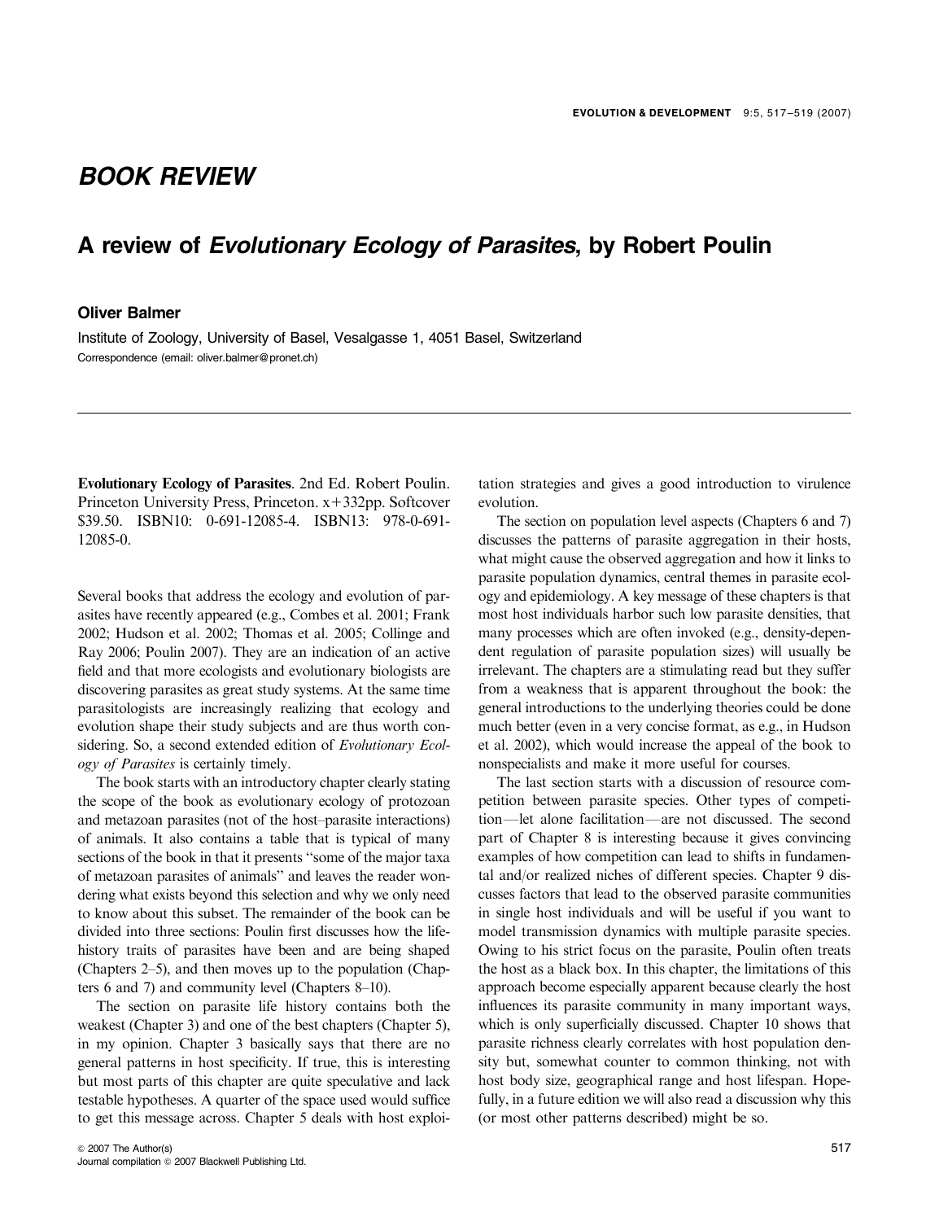# BOOK REVIEW

## A review of *Evolutionary Ecology of Parasites*, by Robert Poulin

**Oliver Balmer**

Institute of Zoology, University of Basel, Vesalgasse 1, 4051 Basel, Switzerland

Correspondence (email: oliver.balmer@pronet.ch)

---

**Evolutionary Ecology of Parasites**. 2nd Ed. Robert Poulin. Princeton University Press, Princeton. x+332pp. Softcover $39.50. ISBN10: 0-691-12085-4. ISBN13: 978-0-691-12085-0.

Several books that address the ecology and evolution of parasites have recently appeared (e.g., Combes et al. 2001; Frank 2002; Hudson et al. 2002; Thomas et al. 2005; Collinge and Ray 2006; Poulin 2007). They are an indication of an active field and that more ecologists and evolutionary biologists are discovering parasites as great study systems. At the same time parasitologists are increasingly realizing that ecology and evolution shape their study subjects and are thus worth considering. So, a second extended edition of *Evolutionary Ecology of Parasites* is certainly timely.

The book starts with an introductory chapter clearly stating the scope of the book as evolutionary ecology of protozoan and metazoan parasites (not of the host–parasite interactions) of animals. It also contains a table that is typical of many sections of the book in that it presents "some of the major taxa of metazoan parasites of animals" and leaves the reader wondering what exists beyond this selection and why we only need to know about this subset. The remainder of the book can be divided into three sections: Poulin first discusses how the life-history traits of parasites have been and are being shaped (Chapters 2–5), and then moves up to the population (Chapters 6 and 7) and community level (Chapters 8–10).

The section on parasite life history contains both the weakest (Chapter 3) and one of the best chapters (Chapter 5), in my opinion. Chapter 3 basically says that there are no general patterns in host specificity. If true, this is interesting but most parts of this chapter are quite speculative and lack testable hypotheses. A quarter of the space used would suffice to get this message across. Chapter 5 deals with host exploitation strategies and gives a good introduction to virulence evolution.

The section on population level aspects (Chapters 6 and 7) discusses the patterns of parasite aggregation in their hosts, what might cause the observed aggregation and how it links to parasite population dynamics, central themes in parasite ecology and epidemiology. A key message of these chapters is that most host individuals harbor such low parasite densities, that many processes which are often invoked (e.g., density-dependent regulation of parasite population sizes) will usually be irrelevant. The chapters are a stimulating read but they suffer from a weakness that is apparent throughout the book: the general introductions to the underlying theories could be done much better (even in a very concise format, as e.g., in Hudson et al. 2002), which would increase the appeal of the book to nonspecialists and make it more useful for courses.

The last section starts with a discussion of resource competition between parasite species. Other types of competition—let alone facilitation—are not discussed. The second part of Chapter 8 is interesting because it gives convincing examples of how competition can lead to shifts in fundamental and/or realized niches of different species. Chapter 9 discusses factors that lead to the observed parasite communities in single host individuals and will be useful if you want to model transmission dynamics with multiple parasite species. Owing to his strict focus on the parasite, Poulin often treats the host as a black box. In this chapter, the limitations of this approach become especially apparent because clearly the host influences its parasite community in many important ways, which is only superficially discussed. Chapter 10 shows that parasite richness clearly correlates with host population density but, somewhat counter to common thinking, not with host body size, geographical range and host lifespan. Hopefully, in a future edition we will also read a discussion why this (or most other patterns described) might be so.

© 2007 The Author(s)
Journal compilation © 2007 Blackwell Publishing Ltd.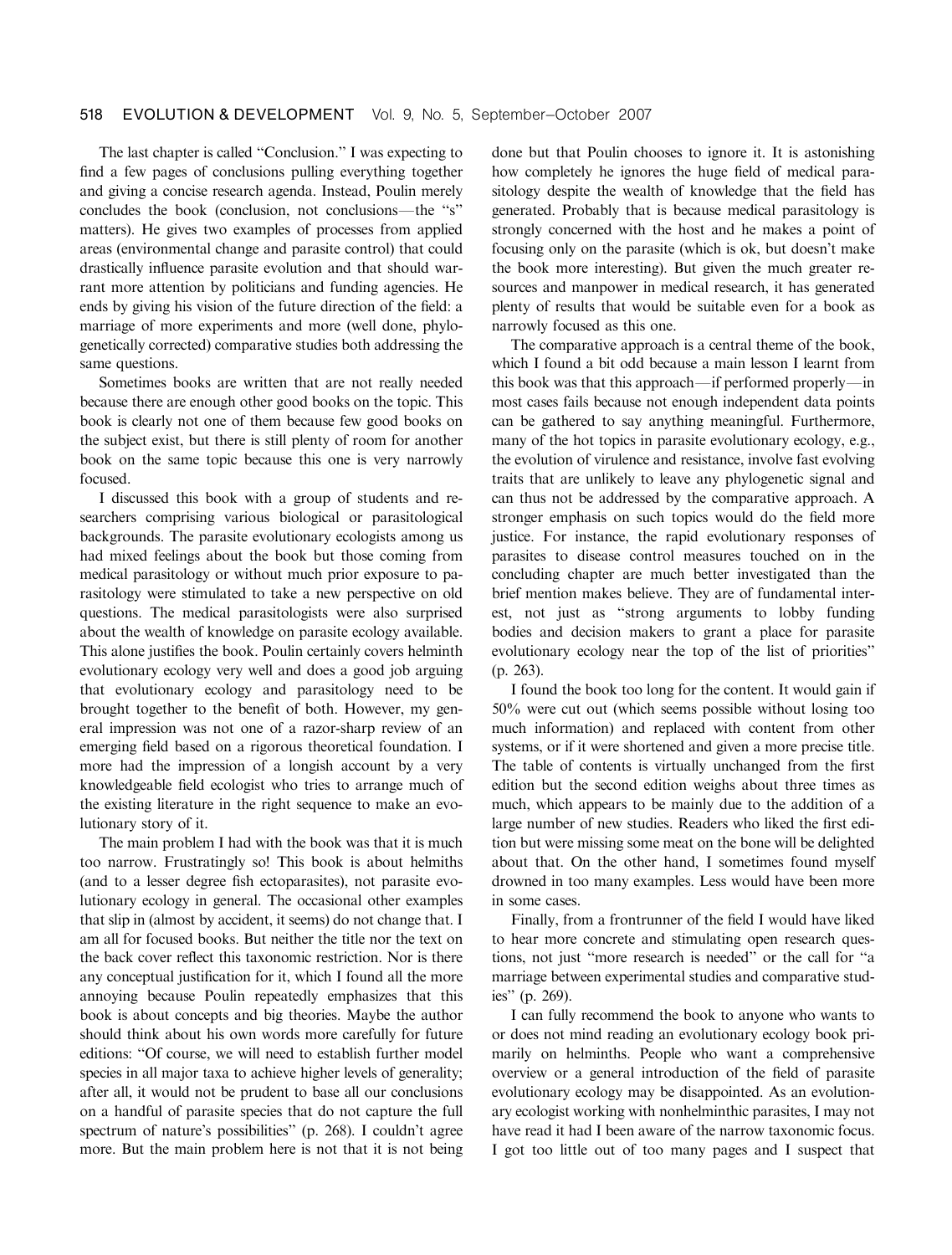The last chapter is called "Conclusion." I was expecting to find a few pages of conclusions pulling everything together and giving a concise research agenda. Instead, Poulin merely concludes the book (conclusion, not conclusions—the "s" matters). He gives two examples of processes from applied areas (environmental change and parasite control) that could drastically influence parasite evolution and that should warrant more attention by politicians and funding agencies. He ends by giving his vision of the future direction of the field: a marriage of more experiments and more (well done, phylogenetically corrected) comparative studies both addressing the same questions.

Sometimes books are written that are not really needed because there are enough other good books on the topic. This book is clearly not one of them because few good books on the subject exist, but there is still plenty of room for another book on the same topic because this one is very narrowly focused.

I discussed this book with a group of students and researchers comprising various biological or parasitological backgrounds. The parasite evolutionary ecologists among us had mixed feelings about the book but those coming from medical parasitology or without much prior exposure to parasitology were stimulated to take a new perspective on old questions. The medical parasitologists were also surprised about the wealth of knowledge on parasite ecology available. This alone justifies the book. Poulin certainly covers helminth evolutionary ecology very well and does a good job arguing that evolutionary ecology and parasitology need to be brought together to the benefit of both. However, my general impression was not one of a razor-sharp review of an emerging field based on a rigorous theoretical foundation. I more had the impression of a longish account by a very knowledgeable field ecologist who tries to arrange much of the existing literature in the right sequence to make an evolutionary story of it.

The main problem I had with the book was that it is much too narrow. Frustratingly so! This book is about helmiths (and to a lesser degree fish ectoparasites), not parasite evolutionary ecology in general. The occasional other examples that slip in (almost by accident, it seems) do not change that. I am all for focused books. But neither the title nor the text on the back cover reflect this taxonomic restriction. Nor is there any conceptual justification for it, which I found all the more annoying because Poulin repeatedly emphasizes that this book is about concepts and big theories. Maybe the author should think about his own words more carefully for future editions: "Of course, we will need to establish further model species in all major taxa to achieve higher levels of generality; after all, it would not be prudent to base all our conclusions on a handful of parasite species that do not capture the full spectrum of nature's possibilities" (p. 268). I couldn't agree more. But the main problem here is not that it is not being done but that Poulin chooses to ignore it. It is astonishing how completely he ignores the huge field of medical parasitology despite the wealth of knowledge that the field has generated. Probably that is because medical parasitology is strongly concerned with the host and he makes a point of focusing only on the parasite (which is ok, but doesn't make the book more interesting). But given the much greater resources and manpower in medical research, it has generated plenty of results that would be suitable even for a book as narrowly focused as this one.

The comparative approach is a central theme of the book, which I found a bit odd because a main lesson I learnt from this book was that this approach—if performed properly—in most cases fails because not enough independent data points can be gathered to say anything meaningful. Furthermore, many of the hot topics in parasite evolutionary ecology, e.g., the evolution of virulence and resistance, involve fast evolving traits that are unlikely to leave any phylogenetic signal and can thus not be addressed by the comparative approach. A stronger emphasis on such topics would do the field more justice. For instance, the rapid evolutionary responses of parasites to disease control measures touched on in the concluding chapter are much better investigated than the brief mention makes believe. They are of fundamental interest, not just as "strong arguments to lobby funding bodies and decision makers to grant a place for parasite evolutionary ecology near the top of the list of priorities" (p. 263).

I found the book too long for the content. It would gain if 50% were cut out (which seems possible without losing too much information) and replaced with content from other systems, or if it were shortened and given a more precise title. The table of contents is virtually unchanged from the first edition but the second edition weighs about three times as much, which appears to be mainly due to the addition of a large number of new studies. Readers who liked the first edition but were missing some meat on the bone will be delighted about that. On the other hand, I sometimes found myself drowned in too many examples. Less would have been more in some cases.

Finally, from a frontrunner of the field I would have liked to hear more concrete and stimulating open research questions, not just "more research is needed" or the call for "a marriage between experimental studies and comparative studies" (p. 269).

I can fully recommend the book to anyone who wants to or does not mind reading an evolutionary ecology book primarily on helminths. People who want a comprehensive overview or a general introduction of the field of parasite evolutionary ecology may be disappointed. As an evolutionary ecologist working with nonhelminthic parasites, I may not have read it had I been aware of the narrow taxonomic focus. I got too little out of too many pages and I suspect that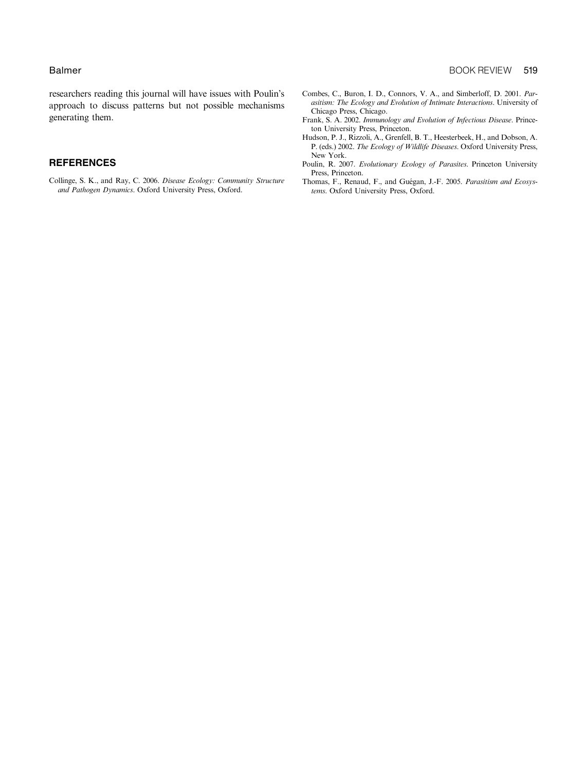researchers reading this journal will have issues with Poulin's approach to discuss patterns but not possible mechanisms generating them.

## REFERENCES

Collinge, S. K., and Ray, C. 2006. *Disease Ecology: Community Structure and Pathogen Dynamics*. Oxford University Press, Oxford.

Combes, C., Buron, I. D., Connors, V. A., and Simberloff, D. 2001. *Parasitism: The Ecology and Evolution of Intimate Interactions*. University of Chicago Press, Chicago.

Frank, S. A. 2002. *Immunology and Evolution of Infectious Disease*. Princeton University Press, Princeton.

Hudson, P. J., Rizzoli, A., Grenfell, B. T., Heesterbeek, H., and Dobson, A. P. (eds.) 2002. *The Ecology of Wildlife Diseases*. Oxford University Press, New York.

Poulin, R. 2007. *Evolutionary Ecology of Parasites*. Princeton University Press, Princeton.

Thomas, F., Renaud, F., and Guégan, J.-F. 2005. *Parasitism and Ecosystems*. Oxford University Press, Oxford.